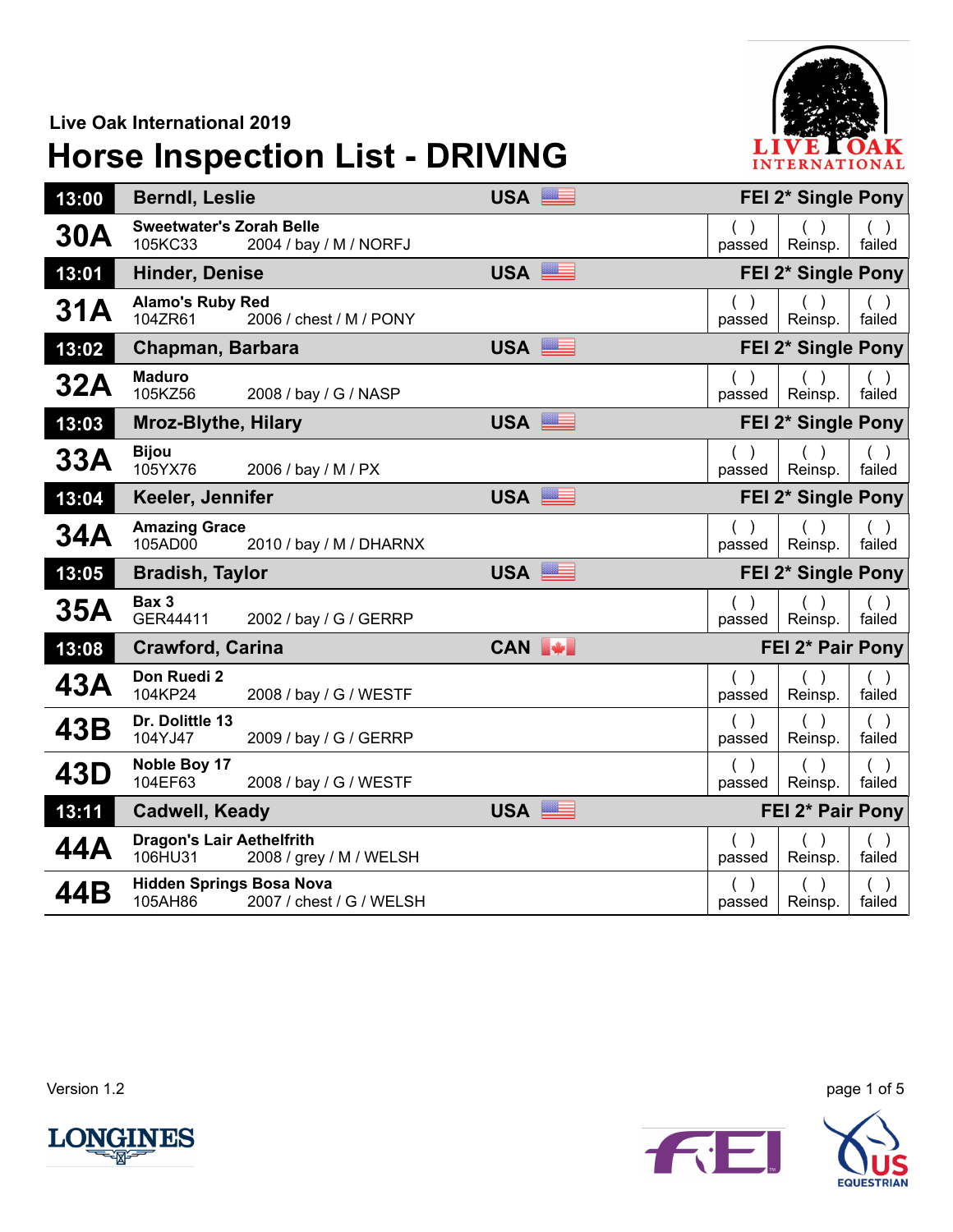Live Oak International 2019

# Horse Inspection List - DRIVING

| Time / No. | Name / Horse | Nation | Class / Result | | |
|---|---|---|---|---|---|
| **13:00** | **Berndl, Leslie** | **USA** | **FEI 2* Single Pony** | | |
| **30A** | **Sweetwater's Zorah Belle**<br>105KC33 2004 / bay / M / NORFJ | | ( ) passed | ( ) Reinsp. | ( ) failed |
| **13:01** | **Hinder, Denise** | **USA** | **FEI 2* Single Pony** | | |
| **31A** | **Alamo's Ruby Red**<br>104ZR61 2006 / chest / M / PONY | | ( ) passed | ( ) Reinsp. | ( ) failed |
| **13:02** | **Chapman, Barbara** | **USA** | **FEI 2* Single Pony** | | |
| **32A** | **Maduro**<br>105KZ56 2008 / bay / G / NASP | | ( ) passed | ( ) Reinsp. | ( ) failed |
| **13:03** | **Mroz-Blythe, Hilary** | **USA** | **FEI 2* Single Pony** | | |
| **33A** | **Bijou**<br>105YX76 2006 / bay / M / PX | | ( ) passed | ( ) Reinsp. | ( ) failed |
| **13:04** | **Keeler, Jennifer** | **USA** | **FEI 2* Single Pony** | | |
| **34A** | **Amazing Grace**<br>105AD00 2010 / bay / M / DHARNX | | ( ) passed | ( ) Reinsp. | ( ) failed |
| **13:05** | **Bradish, Taylor** | **USA** | **FEI 2* Single Pony** | | |
| **35A** | **Bax 3**<br>GER44411 2002 / bay / G / GERRP | | ( ) passed | ( ) Reinsp. | ( ) failed |
| **13:08** | **Crawford, Carina** | **CAN** | **FEI 2* Pair Pony** | | |
| **43A** | **Don Ruedi 2**<br>104KP24 2008 / bay / G / WESTF | | ( ) passed | ( ) Reinsp. | ( ) failed |
| **43B** | **Dr. Dolittle 13**<br>104YJ47 2009 / bay / G / GERRP | | ( ) passed | ( ) Reinsp. | ( ) failed |
| **43D** | **Noble Boy 17**<br>104EF63 2008 / bay / G / WESTF | | ( ) passed | ( ) Reinsp. | ( ) failed |
| **13:11** | **Cadwell, Keady** | **USA** | **FEI 2* Pair Pony** | | |
| **44A** | **Dragon's Lair Aethelfrith**<br>106HU31 2008 / grey / M / WELSH | | ( ) passed | ( ) Reinsp. | ( ) failed |
| **44B** | **Hidden Springs Bosa Nova**<br>105AH86 2007 / chest / G / WELSH | | ( ) passed | ( ) Reinsp. | ( ) failed |

Version 1.2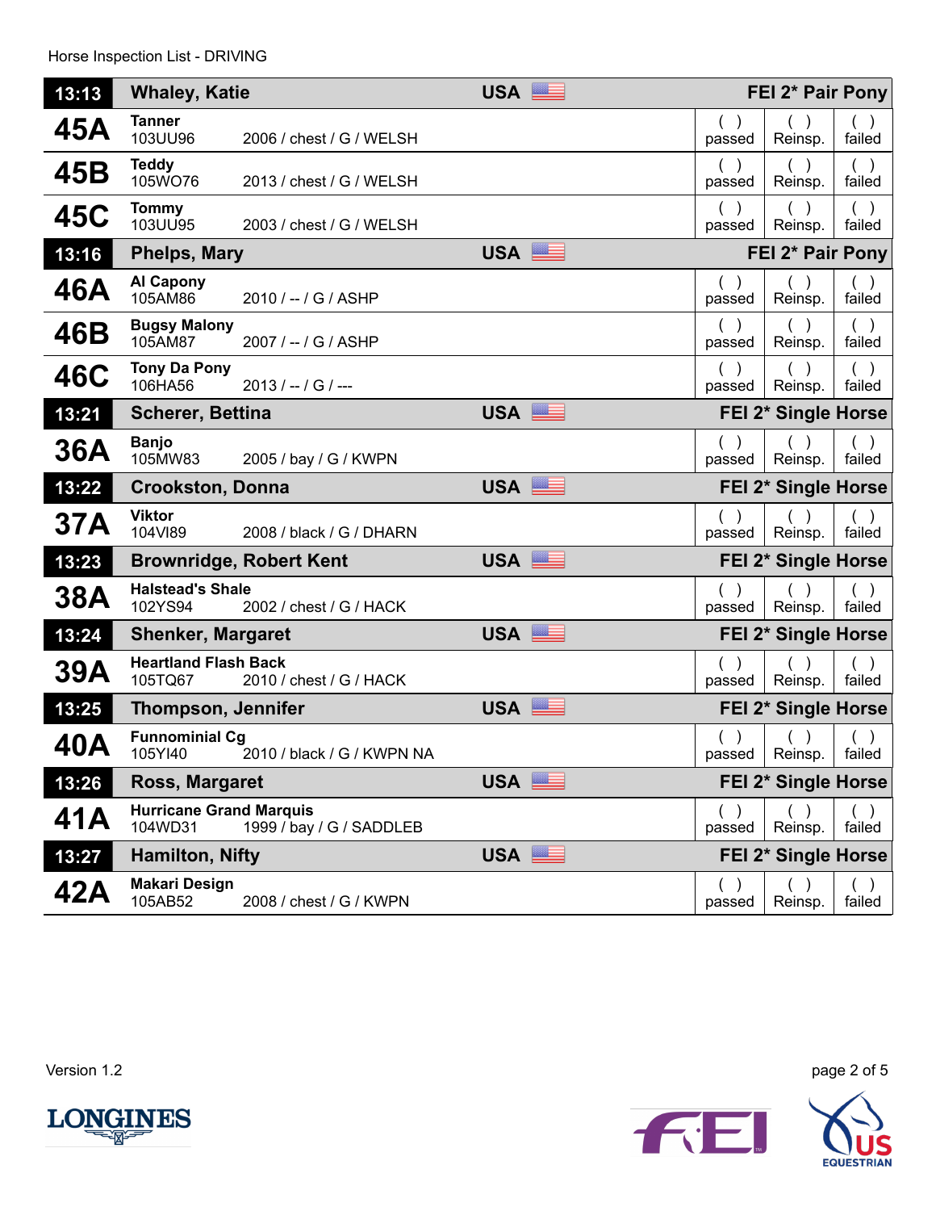Horse Inspection List - DRIVING

| Time / No. | Name | Nation | Details | passed | Reinsp. | failed |
|---|---|---|---|---|---|---|
| **13:13** | **Whaley, Katie** | **USA** | **FEI 2* Pair Pony** | | | |
| **45A** | **Tanner** 103UU96 | | 2006 / chest / G / WELSH | ( ) passed | ( ) Reinsp. | ( ) failed |
| **45B** | **Teddy** 105WO76 | | 2013 / chest / G / WELSH | ( ) passed | ( ) Reinsp. | ( ) failed |
| **45C** | **Tommy** 103UU95 | | 2003 / chest / G / WELSH | ( ) passed | ( ) Reinsp. | ( ) failed |
| **13:16** | **Phelps, Mary** | **USA** | **FEI 2* Pair Pony** | | | |
| **46A** | **Al Capony** 105AM86 | | 2010 / -- / G / ASHP | ( ) passed | ( ) Reinsp. | ( ) failed |
| **46B** | **Bugsy Malony** 105AM87 | | 2007 / -- / G / ASHP | ( ) passed | ( ) Reinsp. | ( ) failed |
| **46C** | **Tony Da Pony** 106HA56 | | 2013 / -- / G / --- | ( ) passed | ( ) Reinsp. | ( ) failed |
| **13:21** | **Scherer, Bettina** | **USA** | **FEI 2* Single Horse** | | | |
| **36A** | **Banjo** 105MW83 | | 2005 / bay / G / KWPN | ( ) passed | ( ) Reinsp. | ( ) failed |
| **13:22** | **Crookston, Donna** | **USA** | **FEI 2* Single Horse** | | | |
| **37A** | **Viktor** 104VI89 | | 2008 / black / G / DHARN | ( ) passed | ( ) Reinsp. | ( ) failed |
| **13:23** | **Brownridge, Robert Kent** | **USA** | **FEI 2* Single Horse** | | | |
| **38A** | **Halstead's Shale** 102YS94 | | 2002 / chest / G / HACK | ( ) passed | ( ) Reinsp. | ( ) failed |
| **13:24** | **Shenker, Margaret** | **USA** | **FEI 2* Single Horse** | | | |
| **39A** | **Heartland Flash Back** 105TQ67 | | 2010 / chest / G / HACK | ( ) passed | ( ) Reinsp. | ( ) failed |
| **13:25** | **Thompson, Jennifer** | **USA** | **FEI 2* Single Horse** | | | |
| **40A** | **Funnominial Cg** 105YI40 | | 2010 / black / G / KWPN NA | ( ) passed | ( ) Reinsp. | ( ) failed |
| **13:26** | **Ross, Margaret** | **USA** | **FEI 2* Single Horse** | | | |
| **41A** | **Hurricane Grand Marquis** 104WD31 | | 1999 / bay / G / SADDLEB | ( ) passed | ( ) Reinsp. | ( ) failed |
| **13:27** | **Hamilton, Nifty** | **USA** | **FEI 2* Single Horse** | | | |
| **42A** | **Makari Design** 105AB52 | | 2008 / chest / G / KWPN | ( ) passed | ( ) Reinsp. | ( ) failed |

Version 1.2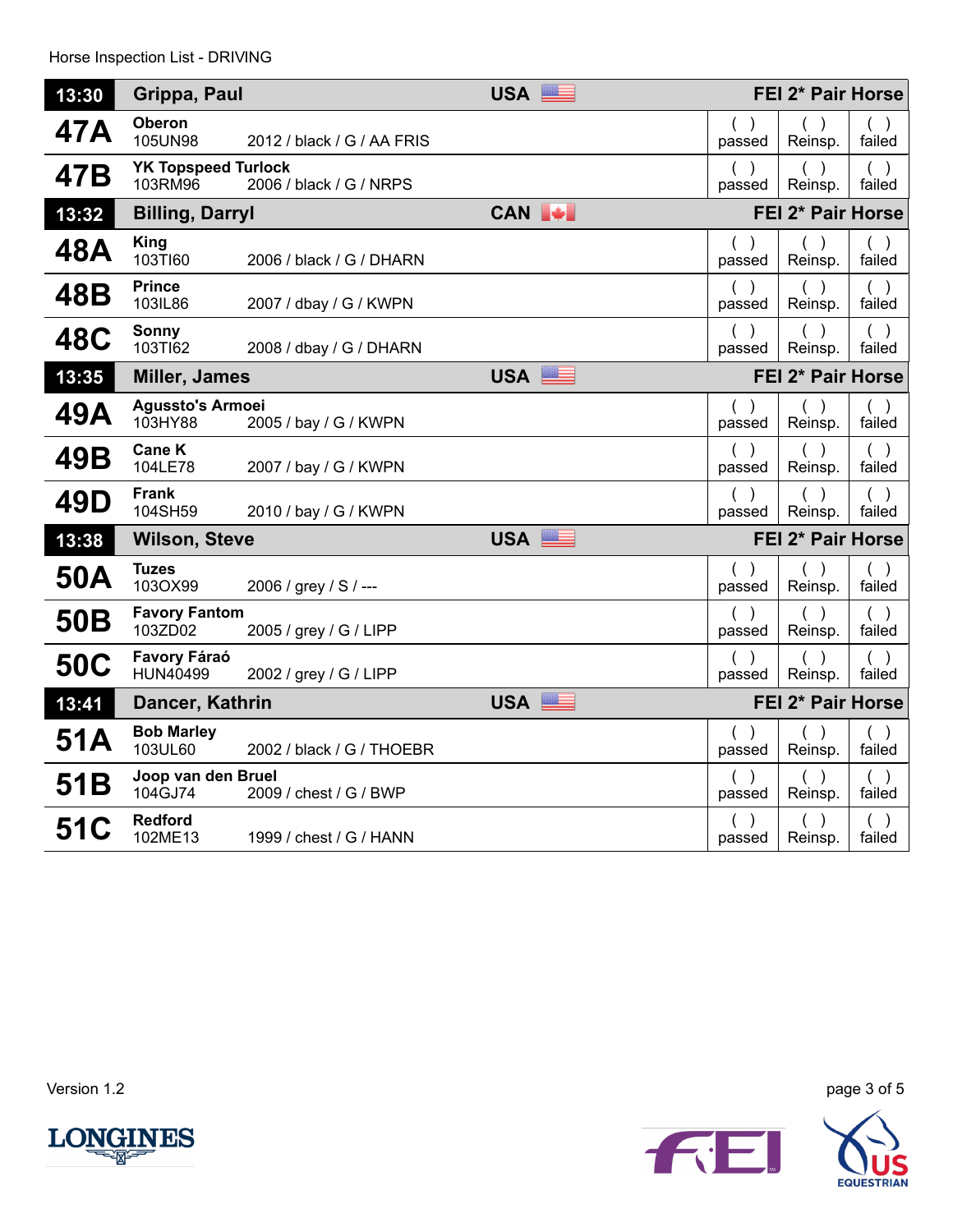Horse Inspection List - DRIVING

| Time / No. | Competitor / Horse | Details | Nation | Event | passed | Reinsp. | failed |
|---|---|---|---|---|---|---|---|
| **13:30** | **Grippa, Paul** | | USA | FEI 2* Pair Horse | | | |
| **47A** | **Oberon** 105UN98 | 2012 / black / G / AA FRIS | | | ( ) | ( ) | ( ) |
| **47B** | **YK Topspeed Turlock** 103RM96 | 2006 / black / G / NRPS | | | ( ) | ( ) | ( ) |
| **13:32** | **Billing, Darryl** | | CAN | FEI 2* Pair Horse | | | |
| **48A** | **King** 103TI60 | 2006 / black / G / DHARN | | | ( ) | ( ) | ( ) |
| **48B** | **Prince** 103IL86 | 2007 / dbay / G / KWPN | | | ( ) | ( ) | ( ) |
| **48C** | **Sonny** 103TI62 | 2008 / dbay / G / DHARN | | | ( ) | ( ) | ( ) |
| **13:35** | **Miller, James** | | USA | FEI 2* Pair Horse | | | |
| **49A** | **Agussto's Armoei** 103HY88 | 2005 / bay / G / KWPN | | | ( ) | ( ) | ( ) |
| **49B** | **Cane K** 104LE78 | 2007 / bay / G / KWPN | | | ( ) | ( ) | ( ) |
| **49D** | **Frank** 104SH59 | 2010 / bay / G / KWPN | | | ( ) | ( ) | ( ) |
| **13:38** | **Wilson, Steve** | | USA | FEI 2* Pair Horse | | | |
| **50A** | **Tuzes** 103OX99 | 2006 / grey / S / --- | | | ( ) | ( ) | ( ) |
| **50B** | **Favory Fantom** 103ZD02 | 2005 / grey / G / LIPP | | | ( ) | ( ) | ( ) |
| **50C** | **Favory Fáraó** HUN40499 | 2002 / grey / G / LIPP | | | ( ) | ( ) | ( ) |
| **13:41** | **Dancer, Kathrin** | | USA | FEI 2* Pair Horse | | | |
| **51A** | **Bob Marley** 103UL60 | 2002 / black / G / THOEBR | | | ( ) | ( ) | ( ) |
| **51B** | **Joop van den Bruel** 104GJ74 | 2009 / chest / G / BWP | | | ( ) | ( ) | ( ) |
| **51C** | **Redford** 102ME13 | 1999 / chest / G / HANN | | | ( ) | ( ) | ( ) |

Version 1.2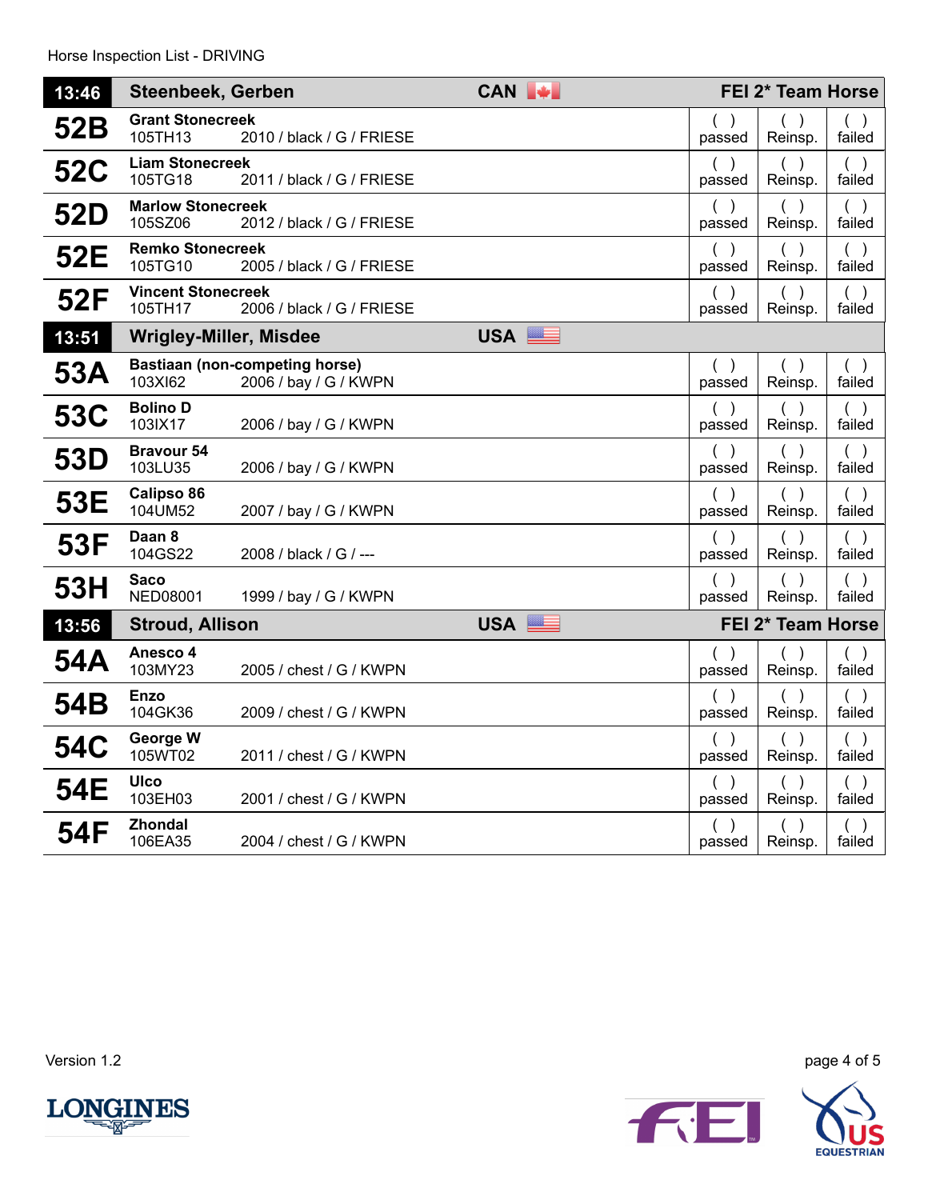Horse Inspection List - DRIVING

| Time / No. | Name | Details | Country | Category | | |
|---|---|---|---|---|---|---|
| **13:46** | **Steenbeek, Gerben** | | **CAN** | **FEI 2* Team Horse** | | |
| **52B** | **Grant Stonecreek** 105TH13 | 2010 / black / G / FRIESE | | ( ) passed | ( ) Reinsp. | ( ) failed |
| **52C** | **Liam Stonecreek** 105TG18 | 2011 / black / G / FRIESE | | ( ) passed | ( ) Reinsp. | ( ) failed |
| **52D** | **Marlow Stonecreek** 105SZ06 | 2012 / black / G / FRIESE | | ( ) passed | ( ) Reinsp. | ( ) failed |
| **52E** | **Remko Stonecreek** 105TG10 | 2005 / black / G / FRIESE | | ( ) passed | ( ) Reinsp. | ( ) failed |
| **52F** | **Vincent Stonecreek** 105TH17 | 2006 / black / G / FRIESE | | ( ) passed | ( ) Reinsp. | ( ) failed |
| **13:51** | **Wrigley-Miller, Misdee** | | **USA** | | | |
| **53A** | **Bastiaan (non-competing horse)** 103XI62 | 2006 / bay / G / KWPN | | ( ) passed | ( ) Reinsp. | ( ) failed |
| **53C** | **Bolino D** 103IX17 | 2006 / bay / G / KWPN | | ( ) passed | ( ) Reinsp. | ( ) failed |
| **53D** | **Bravour 54** 103LU35 | 2006 / bay / G / KWPN | | ( ) passed | ( ) Reinsp. | ( ) failed |
| **53E** | **Calipso 86** 104UM52 | 2007 / bay / G / KWPN | | ( ) passed | ( ) Reinsp. | ( ) failed |
| **53F** | **Daan 8** 104GS22 | 2008 / black / G / --- | | ( ) passed | ( ) Reinsp. | ( ) failed |
| **53H** | **Saco** NED08001 | 1999 / bay / G / KWPN | | ( ) passed | ( ) Reinsp. | ( ) failed |
| **13:56** | **Stroud, Allison** | | **USA** | **FEI 2* Team Horse** | | |
| **54A** | **Anesco 4** 103MY23 | 2005 / chest / G / KWPN | | ( ) passed | ( ) Reinsp. | ( ) failed |
| **54B** | **Enzo** 104GK36 | 2009 / chest / G / KWPN | | ( ) passed | ( ) Reinsp. | ( ) failed |
| **54C** | **George W** 105WT02 | 2011 / chest / G / KWPN | | ( ) passed | ( ) Reinsp. | ( ) failed |
| **54E** | **Ulco** 103EH03 | 2001 / chest / G / KWPN | | ( ) passed | ( ) Reinsp. | ( ) failed |
| **54F** | **Zhondal** 106EA35 | 2004 / chest / G / KWPN | | ( ) passed | ( ) Reinsp. | ( ) failed |

Version 1.2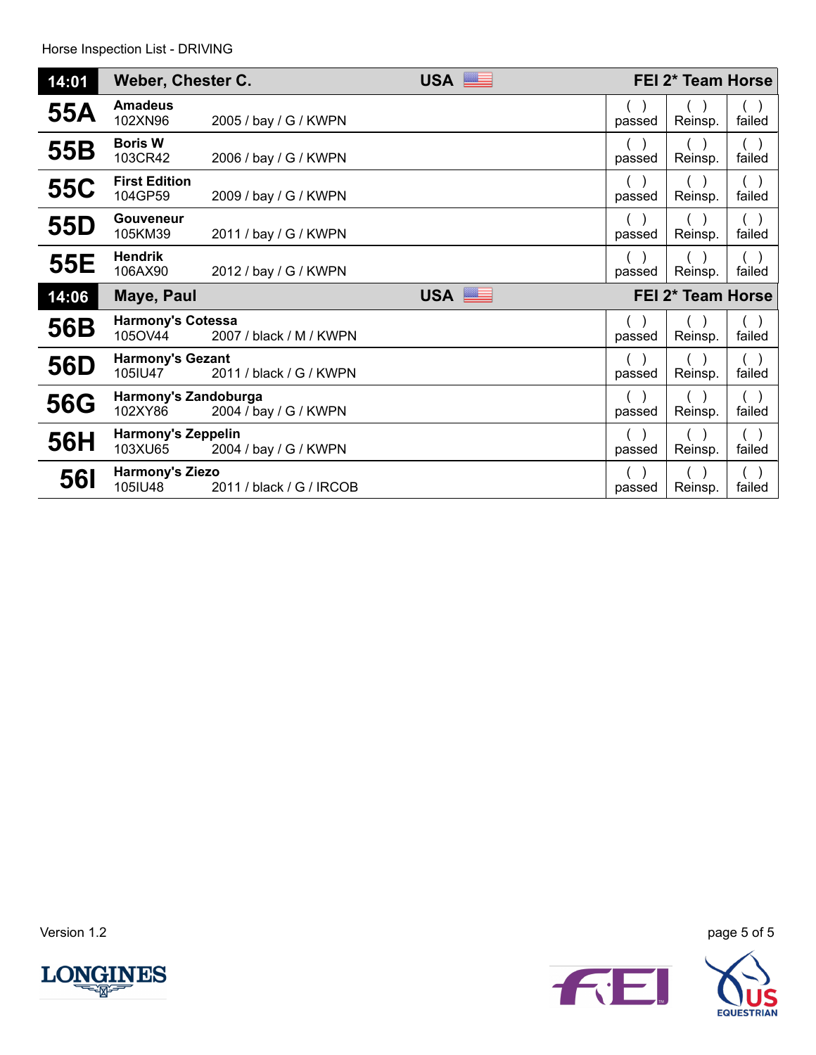Horse Inspection List - DRIVING

| | | | | |
|---|---|---|---|---|
| **14:01** | **Weber, Chester C.** USA | | | **FEI 2* Team Horse** |
| **55A** | **Amadeus** 102XN96 2005 / bay / G / KWPN | ( ) passed | ( ) Reinsp. | ( ) failed |
| **55B** | **Boris W** 103CR42 2006 / bay / G / KWPN | ( ) passed | ( ) Reinsp. | ( ) failed |
| **55C** | **First Edition** 104GP59 2009 / bay / G / KWPN | ( ) passed | ( ) Reinsp. | ( ) failed |
| **55D** | **Gouveneur** 105KM39 2011 / bay / G / KWPN | ( ) passed | ( ) Reinsp. | ( ) failed |
| **55E** | **Hendrik** 106AX90 2012 / bay / G / KWPN | ( ) passed | ( ) Reinsp. | ( ) failed |
| **14:06** | **Maye, Paul** USA | | | **FEI 2* Team Horse** |
| **56B** | **Harmony's Cotessa** 105OV44 2007 / black / M / KWPN | ( ) passed | ( ) Reinsp. | ( ) failed |
| **56D** | **Harmony's Gezant** 105IU47 2011 / black / G / KWPN | ( ) passed | ( ) Reinsp. | ( ) failed |
| **56G** | **Harmony's Zandoburga** 102XY86 2004 / bay / G / KWPN | ( ) passed | ( ) Reinsp. | ( ) failed |
| **56H** | **Harmony's Zeppelin** 103XU65 2004 / bay / G / KWPN | ( ) passed | ( ) Reinsp. | ( ) failed |
| **56I** | **Harmony's Ziezo** 105IU48 2011 / black / G / IRCOB | ( ) passed | ( ) Reinsp. | ( ) failed |

Version 1.2